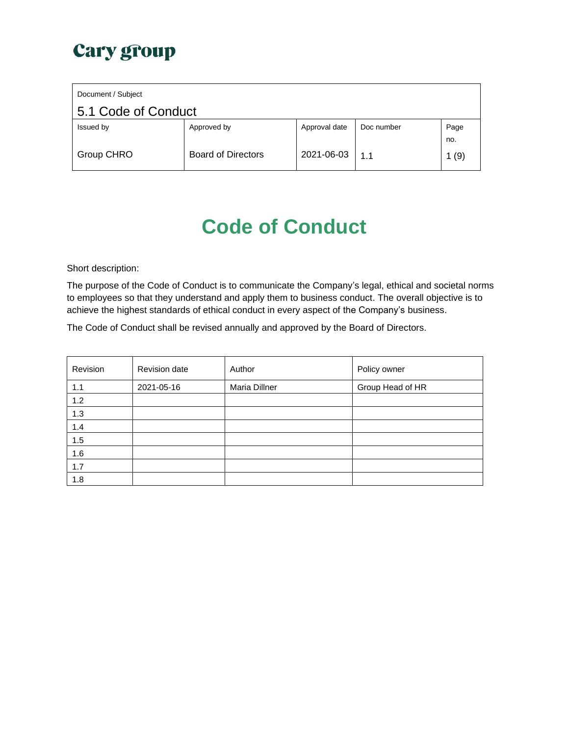Cary group

| Document / Subject | | | | |
|---|---|---|---|---|
| 5.1 Code of Conduct | | | | |
| Issued by | Approved by | Approval date | Doc number | Page no. |
| Group CHRO | Board of Directors | 2021-06-03 | 1.1 | 1 (9) |

# Code of Conduct

Short description:

The purpose of the Code of Conduct is to communicate the Company's legal, ethical and societal norms to employees so that they understand and apply them to business conduct. The overall objective is to achieve the highest standards of ethical conduct in every aspect of the Company's business.

The Code of Conduct shall be revised annually and approved by the Board of Directors.

| Revision | Revision date | Author | Policy owner |
|---|---|---|---|
| 1.1 | 2021-05-16 | Maria Dillner | Group Head of HR |
| 1.2 | | | |
| 1.3 | | | |
| 1.4 | | | |
| 1.5 | | | |
| 1.6 | | | |
| 1.7 | | | |
| 1.8 | | | |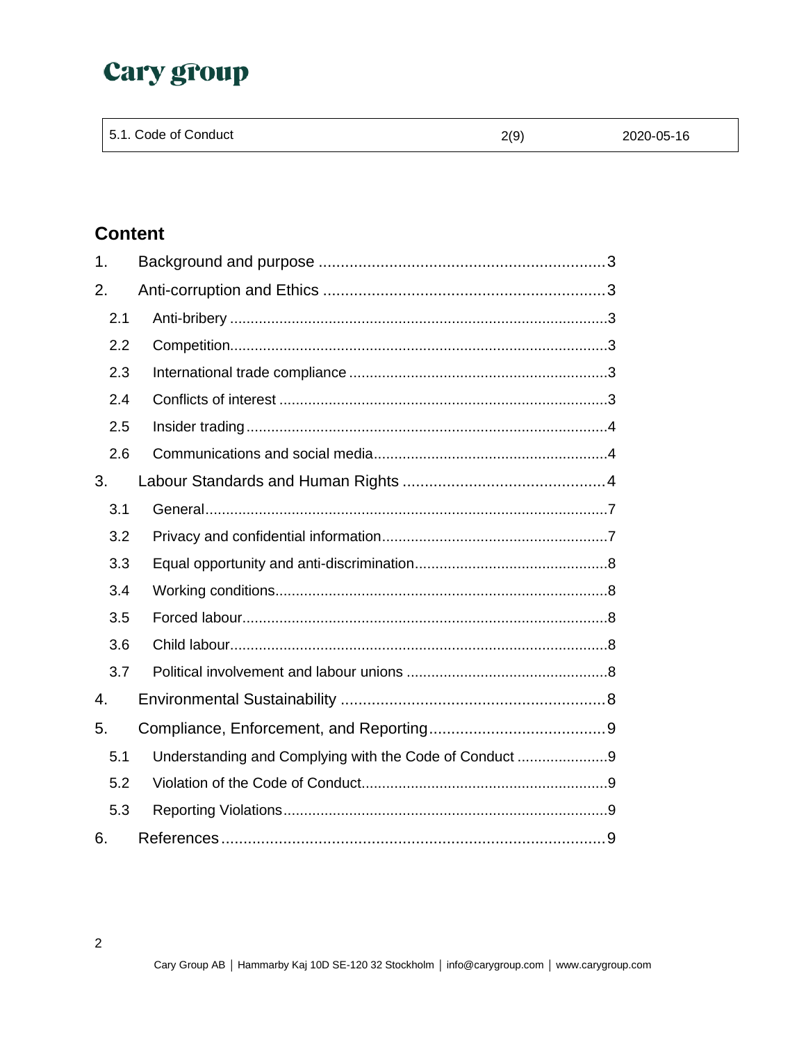## Content

1. Background and purpose ....................................................................3
2. Anti-corruption and Ethics ...................................................................3
   - 2.1 Anti-bribery .................................................................................3
   - 2.2 Competition.................................................................................3
   - 2.3 International trade compliance .....................................................3
   - 2.4 Conflicts of interest .....................................................................3
   - 2.5 Insider trading.............................................................................4
   - 2.6 Communications and social media...............................................4
3. Labour Standards and Human Rights ..................................................4
   - 3.1 General........................................................................................7
   - 3.2 Privacy and confidential information.............................................7
   - 3.3 Equal opportunity and anti-discrimination......................................8
   - 3.4 Working conditions.......................................................................8
   - 3.5 Forced labour...............................................................................8
   - 3.6 Child labour..................................................................................8
   - 3.7 Political involvement and labour unions ........................................8
4. Environmental Sustainability ..............................................................8
5. Compliance, Enforcement, and Reporting............................................9
   - 5.1 Understanding and Complying with the Code of Conduct ...............9
   - 5.2 Violation of the Code of Conduct...................................................9
   - 5.3 Reporting Violations.....................................................................9
6. References..........................................................................................9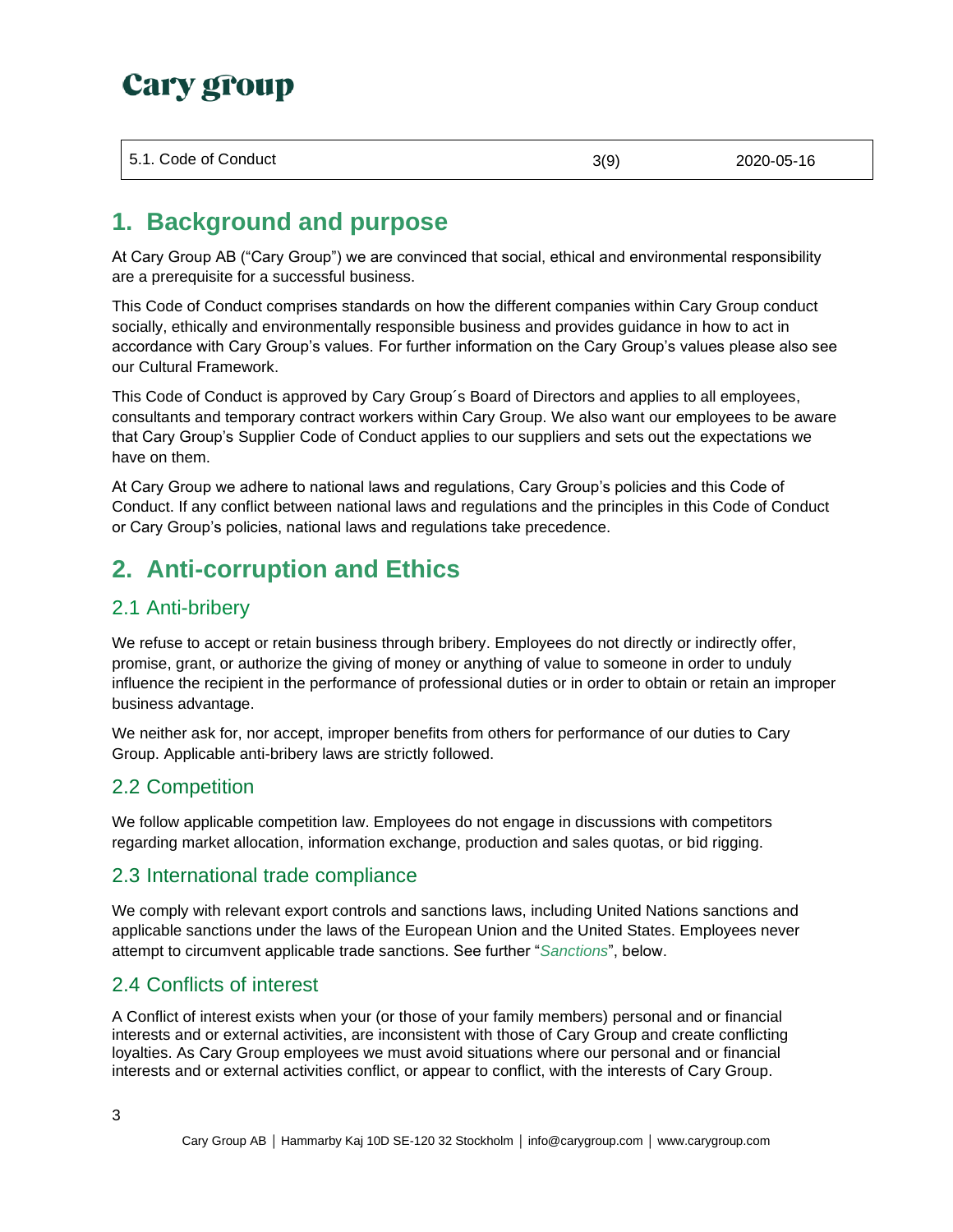# 1. Background and purpose

At Cary Group AB ("Cary Group") we are convinced that social, ethical and environmental responsibility are a prerequisite for a successful business.

This Code of Conduct comprises standards on how the different companies within Cary Group conduct socially, ethically and environmentally responsible business and provides guidance in how to act in accordance with Cary Group's values. For further information on the Cary Group's values please also see our Cultural Framework.

This Code of Conduct is approved by Cary Group´s Board of Directors and applies to all employees, consultants and temporary contract workers within Cary Group. We also want our employees to be aware that Cary Group's Supplier Code of Conduct applies to our suppliers and sets out the expectations we have on them.

At Cary Group we adhere to national laws and regulations, Cary Group's policies and this Code of Conduct. If any conflict between national laws and regulations and the principles in this Code of Conduct or Cary Group's policies, national laws and regulations take precedence.

# 2. Anti-corruption and Ethics

## 2.1 Anti-bribery

We refuse to accept or retain business through bribery. Employees do not directly or indirectly offer, promise, grant, or authorize the giving of money or anything of value to someone in order to unduly influence the recipient in the performance of professional duties or in order to obtain or retain an improper business advantage.

We neither ask for, nor accept, improper benefits from others for performance of our duties to Cary Group. Applicable anti-bribery laws are strictly followed.

## 2.2 Competition

We follow applicable competition law. Employees do not engage in discussions with competitors regarding market allocation, information exchange, production and sales quotas, or bid rigging.

## 2.3 International trade compliance

We comply with relevant export controls and sanctions laws, including United Nations sanctions and applicable sanctions under the laws of the European Union and the United States. Employees never attempt to circumvent applicable trade sanctions. See further "*Sanctions*", below.

## 2.4 Conflicts of interest

A Conflict of interest exists when your (or those of your family members) personal and or financial interests and or external activities, are inconsistent with those of Cary Group and create conflicting loyalties. As Cary Group employees we must avoid situations where our personal and or financial interests and or external activities conflict, or appear to conflict, with the interests of Cary Group.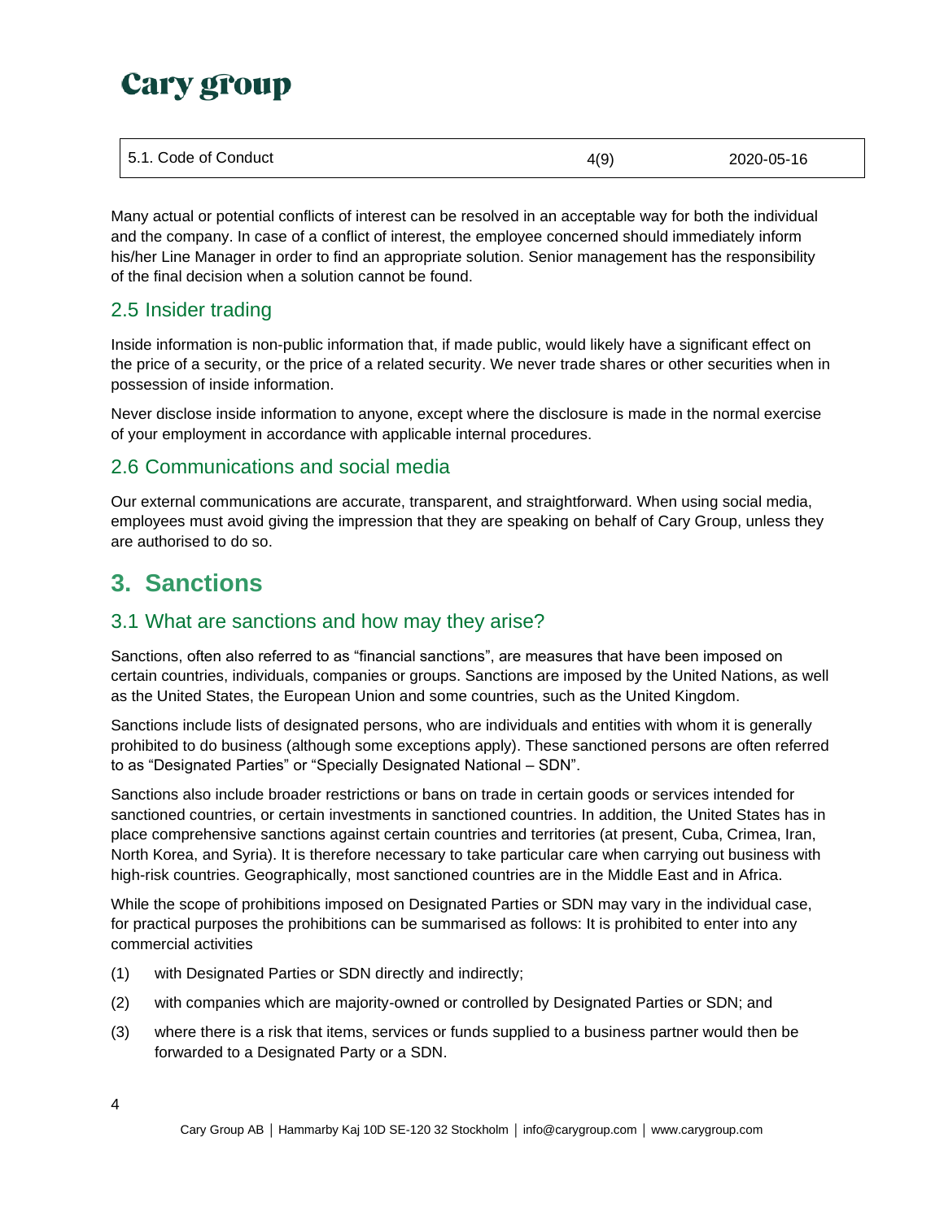Many actual or potential conflicts of interest can be resolved in an acceptable way for both the individual and the company. In case of a conflict of interest, the employee concerned should immediately inform his/her Line Manager in order to find an appropriate solution. Senior management has the responsibility of the final decision when a solution cannot be found.

### 2.5 Insider trading

Inside information is non-public information that, if made public, would likely have a significant effect on the price of a security, or the price of a related security. We never trade shares or other securities when in possession of inside information.

Never disclose inside information to anyone, except where the disclosure is made in the normal exercise of your employment in accordance with applicable internal procedures.

### 2.6 Communications and social media

Our external communications are accurate, transparent, and straightforward. When using social media, employees must avoid giving the impression that they are speaking on behalf of Cary Group, unless they are authorised to do so.

## 3. Sanctions

### 3.1 What are sanctions and how may they arise?

Sanctions, often also referred to as "financial sanctions", are measures that have been imposed on certain countries, individuals, companies or groups. Sanctions are imposed by the United Nations, as well as the United States, the European Union and some countries, such as the United Kingdom.

Sanctions include lists of designated persons, who are individuals and entities with whom it is generally prohibited to do business (although some exceptions apply). These sanctioned persons are often referred to as "Designated Parties" or "Specially Designated National – SDN".

Sanctions also include broader restrictions or bans on trade in certain goods or services intended for sanctioned countries, or certain investments in sanctioned countries. In addition, the United States has in place comprehensive sanctions against certain countries and territories (at present, Cuba, Crimea, Iran, North Korea, and Syria). It is therefore necessary to take particular care when carrying out business with high-risk countries. Geographically, most sanctioned countries are in the Middle East and in Africa.

While the scope of prohibitions imposed on Designated Parties or SDN may vary in the individual case, for practical purposes the prohibitions can be summarised as follows: It is prohibited to enter into any commercial activities

(1) with Designated Parties or SDN directly and indirectly;

(2) with companies which are majority-owned or controlled by Designated Parties or SDN; and

(3) where there is a risk that items, services or funds supplied to a business partner would then be forwarded to a Designated Party or a SDN.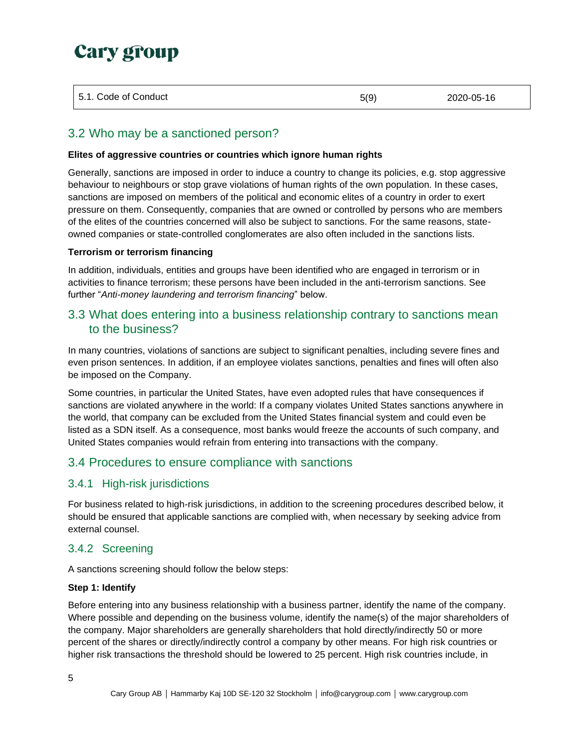## 3.2 Who may be a sanctioned person?

**Elites of aggressive countries or countries which ignore human rights**

Generally, sanctions are imposed in order to induce a country to change its policies, e.g. stop aggressive behaviour to neighbours or stop grave violations of human rights of the own population. In these cases, sanctions are imposed on members of the political and economic elites of a country in order to exert pressure on them. Consequently, companies that are owned or controlled by persons who are members of the elites of the countries concerned will also be subject to sanctions. For the same reasons, state-owned companies or state-controlled conglomerates are also often included in the sanctions lists.

**Terrorism or terrorism financing**

In addition, individuals, entities and groups have been identified who are engaged in terrorism or in activities to finance terrorism; these persons have been included in the anti-terrorism sanctions. See further "*Anti-money laundering and terrorism financing*" below.

## 3.3 What does entering into a business relationship contrary to sanctions mean to the business?

In many countries, violations of sanctions are subject to significant penalties, including severe fines and even prison sentences. In addition, if an employee violates sanctions, penalties and fines will often also be imposed on the Company.

Some countries, in particular the United States, have even adopted rules that have consequences if sanctions are violated anywhere in the world: If a company violates United States sanctions anywhere in the world, that company can be excluded from the United States financial system and could even be listed as a SDN itself. As a consequence, most banks would freeze the accounts of such company, and United States companies would refrain from entering into transactions with the company.

## 3.4 Procedures to ensure compliance with sanctions

### 3.4.1 High-risk jurisdictions

For business related to high-risk jurisdictions, in addition to the screening procedures described below, it should be ensured that applicable sanctions are complied with, when necessary by seeking advice from external counsel.

### 3.4.2 Screening

A sanctions screening should follow the below steps:

**Step 1: Identify**

Before entering into any business relationship with a business partner, identify the name of the company. Where possible and depending on the business volume, identify the name(s) of the major shareholders of the company. Major shareholders are generally shareholders that hold directly/indirectly 50 or more percent of the shares or directly/indirectly control a company by other means. For high risk countries or higher risk transactions the threshold should be lowered to 25 percent. High risk countries include, in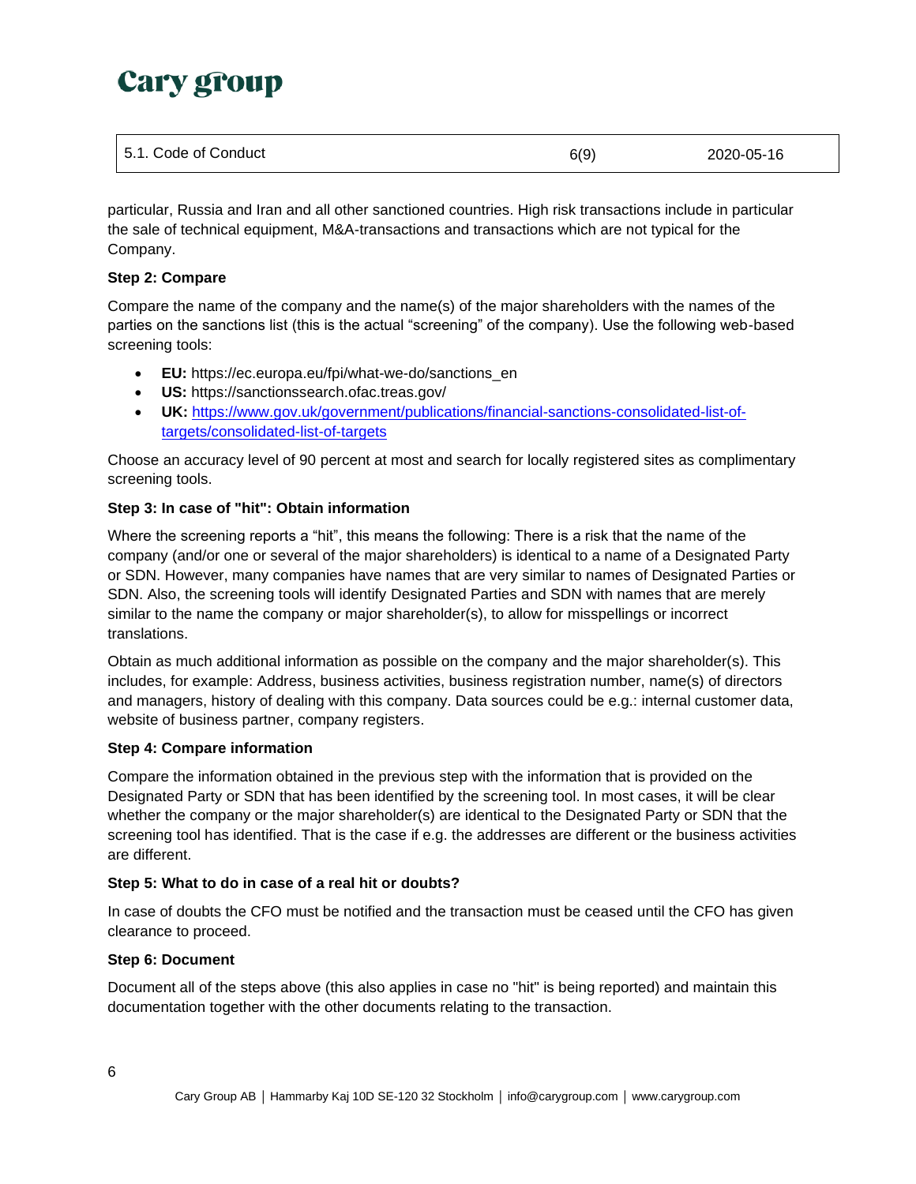particular, Russia and Iran and all other sanctioned countries. High risk transactions include in particular the sale of technical equipment, M&A-transactions and transactions which are not typical for the Company.

**Step 2: Compare**

Compare the name of the company and the name(s) of the major shareholders with the names of the parties on the sanctions list (this is the actual "screening" of the company). Use the following web-based screening tools:

- **EU:** https://ec.europa.eu/fpi/what-we-do/sanctions_en
- **US:** https://sanctionssearch.ofac.treas.gov/
- **UK:** [https://www.gov.uk/government/publications/financial-sanctions-consolidated-list-of-targets/consolidated-list-of-targets](https://www.gov.uk/government/publications/financial-sanctions-consolidated-list-of-targets/consolidated-list-of-targets)

Choose an accuracy level of 90 percent at most and search for locally registered sites as complimentary screening tools.

**Step 3: In case of "hit": Obtain information**

Where the screening reports a "hit", this means the following: There is a risk that the name of the company (and/or one or several of the major shareholders) is identical to a name of a Designated Party or SDN. However, many companies have names that are very similar to names of Designated Parties or SDN. Also, the screening tools will identify Designated Parties and SDN with names that are merely similar to the name the company or major shareholder(s), to allow for misspellings or incorrect translations.

Obtain as much additional information as possible on the company and the major shareholder(s). This includes, for example: Address, business activities, business registration number, name(s) of directors and managers, history of dealing with this company. Data sources could be e.g.: internal customer data, website of business partner, company registers.

**Step 4: Compare information**

Compare the information obtained in the previous step with the information that is provided on the Designated Party or SDN that has been identified by the screening tool. In most cases, it will be clear whether the company or the major shareholder(s) are identical to the Designated Party or SDN that the screening tool has identified. That is the case if e.g. the addresses are different or the business activities are different.

**Step 5: What to do in case of a real hit or doubts?**

In case of doubts the CFO must be notified and the transaction must be ceased until the CFO has given clearance to proceed.

**Step 6: Document**

Document all of the steps above (this also applies in case no "hit" is being reported) and maintain this documentation together with the other documents relating to the transaction.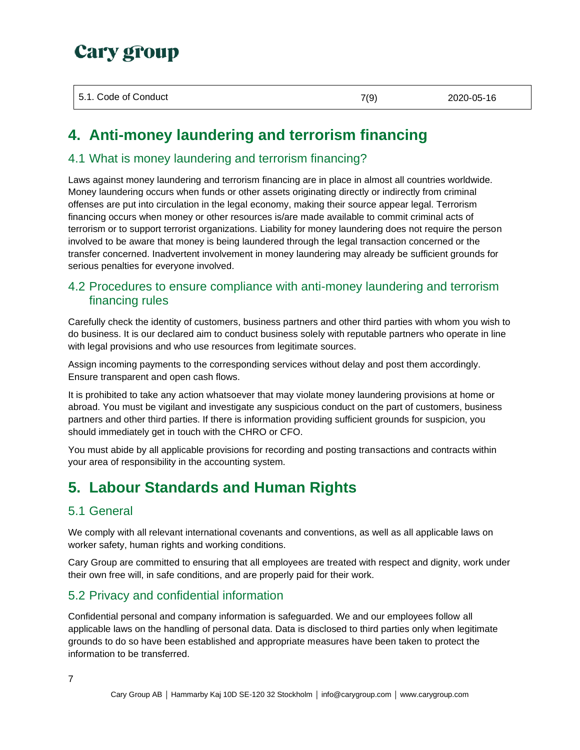# 4. Anti-money laundering and terrorism financing

## 4.1 What is money laundering and terrorism financing?

Laws against money laundering and terrorism financing are in place in almost all countries worldwide. Money laundering occurs when funds or other assets originating directly or indirectly from criminal offenses are put into circulation in the legal economy, making their source appear legal. Terrorism financing occurs when money or other resources is/are made available to commit criminal acts of terrorism or to support terrorist organizations. Liability for money laundering does not require the person involved to be aware that money is being laundered through the legal transaction concerned or the transfer concerned. Inadvertent involvement in money laundering may already be sufficient grounds for serious penalties for everyone involved.

## 4.2 Procedures to ensure compliance with anti-money laundering and terrorism financing rules

Carefully check the identity of customers, business partners and other third parties with whom you wish to do business. It is our declared aim to conduct business solely with reputable partners who operate in line with legal provisions and who use resources from legitimate sources.

Assign incoming payments to the corresponding services without delay and post them accordingly. Ensure transparent and open cash flows.

It is prohibited to take any action whatsoever that may violate money laundering provisions at home or abroad. You must be vigilant and investigate any suspicious conduct on the part of customers, business partners and other third parties. If there is information providing sufficient grounds for suspicion, you should immediately get in touch with the CHRO or CFO.

You must abide by all applicable provisions for recording and posting transactions and contracts within your area of responsibility in the accounting system.

# 5. Labour Standards and Human Rights

## 5.1 General

We comply with all relevant international covenants and conventions, as well as all applicable laws on worker safety, human rights and working conditions.

Cary Group are committed to ensuring that all employees are treated with respect and dignity, work under their own free will, in safe conditions, and are properly paid for their work.

## 5.2 Privacy and confidential information

Confidential personal and company information is safeguarded. We and our employees follow all applicable laws on the handling of personal data. Data is disclosed to third parties only when legitimate grounds to do so have been established and appropriate measures have been taken to protect the information to be transferred.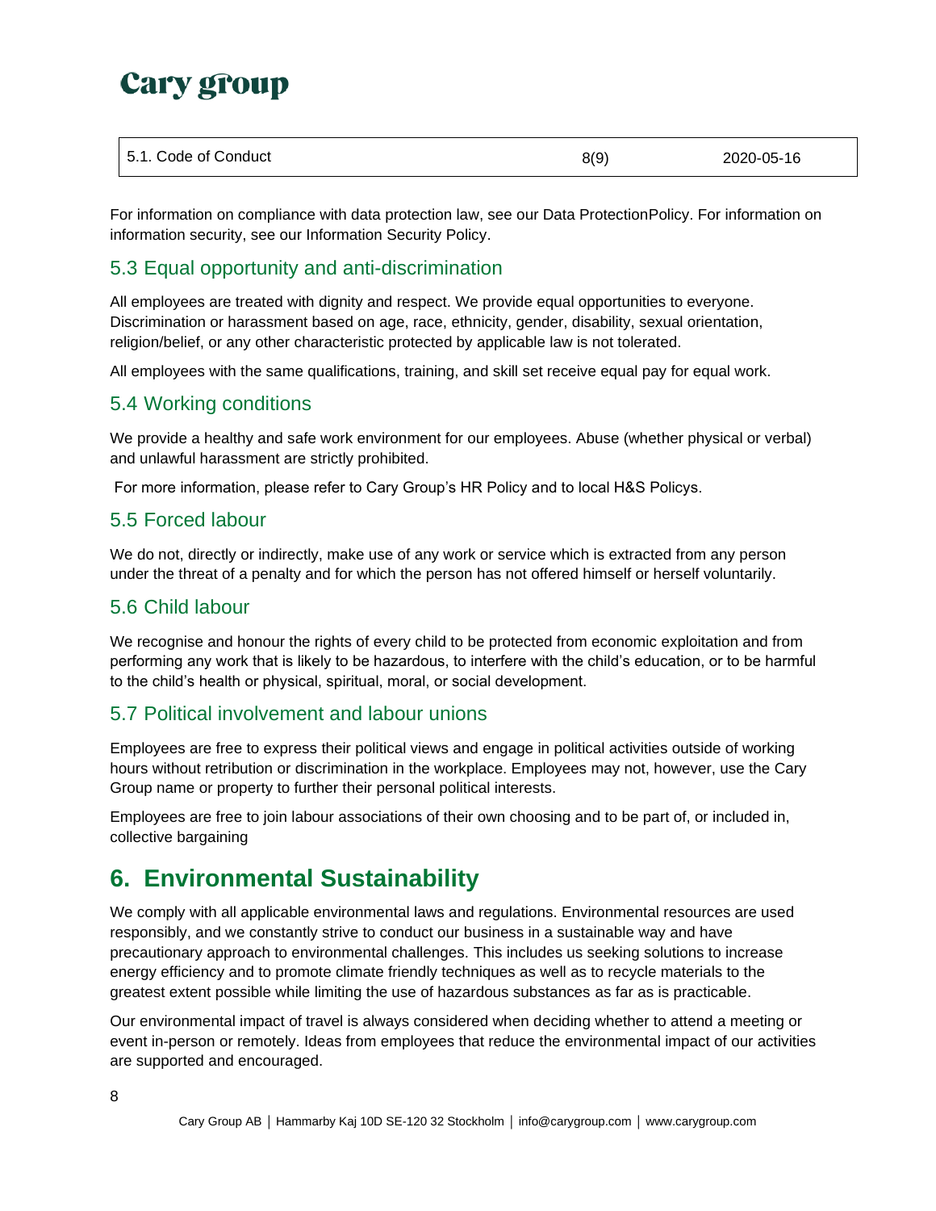For information on compliance with data protection law, see our Data ProtectionPolicy. For information on information security, see our Information Security Policy.

## 5.3 Equal opportunity and anti-discrimination

All employees are treated with dignity and respect. We provide equal opportunities to everyone. Discrimination or harassment based on age, race, ethnicity, gender, disability, sexual orientation, religion/belief, or any other characteristic protected by applicable law is not tolerated.

All employees with the same qualifications, training, and skill set receive equal pay for equal work.

## 5.4 Working conditions

We provide a healthy and safe work environment for our employees. Abuse (whether physical or verbal) and unlawful harassment are strictly prohibited.

For more information, please refer to Cary Group's HR Policy and to local H&S Policys.

## 5.5 Forced labour

We do not, directly or indirectly, make use of any work or service which is extracted from any person under the threat of a penalty and for which the person has not offered himself or herself voluntarily.

## 5.6 Child labour

We recognise and honour the rights of every child to be protected from economic exploitation and from performing any work that is likely to be hazardous, to interfere with the child's education, or to be harmful to the child's health or physical, spiritual, moral, or social development.

## 5.7 Political involvement and labour unions

Employees are free to express their political views and engage in political activities outside of working hours without retribution or discrimination in the workplace. Employees may not, however, use the Cary Group name or property to further their personal political interests.

Employees are free to join labour associations of their own choosing and to be part of, or included in, collective bargaining

# 6. Environmental Sustainability

We comply with all applicable environmental laws and regulations. Environmental resources are used responsibly, and we constantly strive to conduct our business in a sustainable way and have precautionary approach to environmental challenges. This includes us seeking solutions to increase energy efficiency and to promote climate friendly techniques as well as to recycle materials to the greatest extent possible while limiting the use of hazardous substances as far as is practicable.

Our environmental impact of travel is always considered when deciding whether to attend a meeting or event in-person or remotely. Ideas from employees that reduce the environmental impact of our activities are supported and encouraged.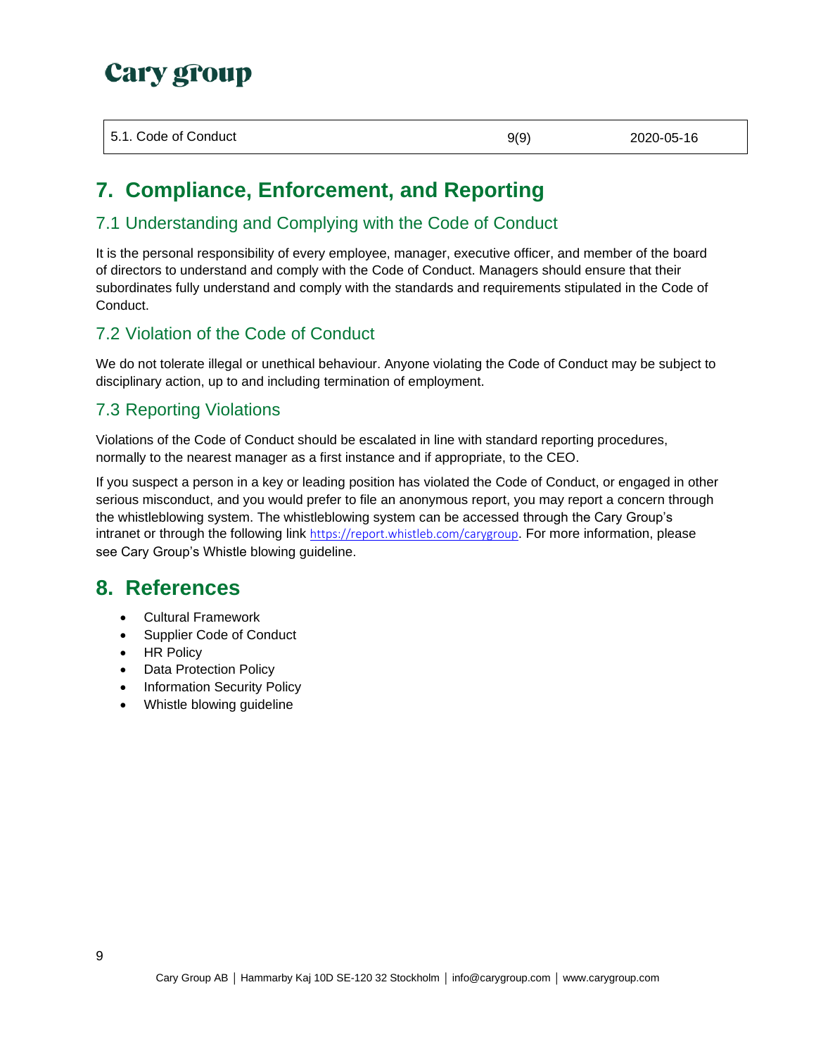# 7. Compliance, Enforcement, and Reporting

## 7.1 Understanding and Complying with the Code of Conduct

It is the personal responsibility of every employee, manager, executive officer, and member of the board of directors to understand and comply with the Code of Conduct. Managers should ensure that their subordinates fully understand and comply with the standards and requirements stipulated in the Code of Conduct.

## 7.2 Violation of the Code of Conduct

We do not tolerate illegal or unethical behaviour. Anyone violating the Code of Conduct may be subject to disciplinary action, up to and including termination of employment.

## 7.3 Reporting Violations

Violations of the Code of Conduct should be escalated in line with standard reporting procedures, normally to the nearest manager as a first instance and if appropriate, to the CEO.

If you suspect a person in a key or leading position has violated the Code of Conduct, or engaged in other serious misconduct, and you would prefer to file an anonymous report, you may report a concern through the whistleblowing system. The whistleblowing system can be accessed through the Cary Group's intranet or through the following link https://report.whistleb.com/carygroup. For more information, please see Cary Group's Whistle blowing guideline.

# 8. References

- Cultural Framework
- Supplier Code of Conduct
- HR Policy
- Data Protection Policy
- Information Security Policy
- Whistle blowing guideline